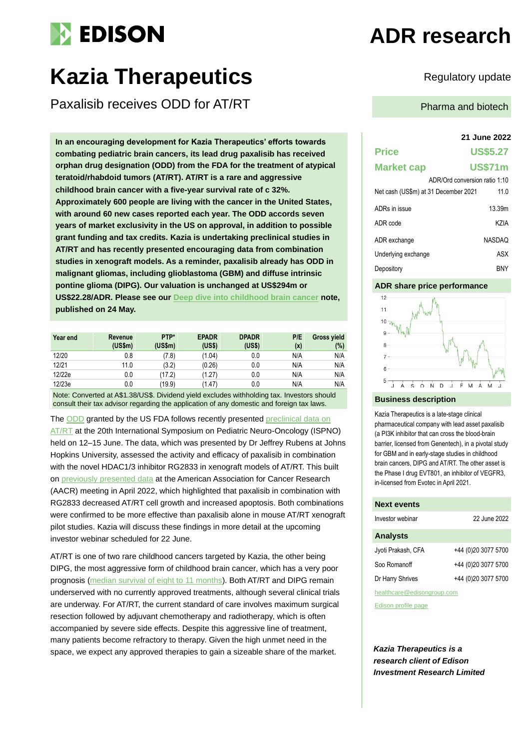# EDISON

# ADR research

# Kazia Therapeutics

## Paxalisib receives ODD for AT/RT

Regulatory update

Pharma and biotech

**In an encouraging development for Kazia Therapeutics' efforts towards combating pediatric brain cancers, its lead drug paxalisib has received orphan drug designation (ODD) from the FDA for the treatment of atypical teratoid/rhabdoid tumors (AT/RT). AT/RT is a rare and aggressive childhood brain cancer with a five-year survival rate of c 32%. Approximately 600 people are living with the cancer in the United States, with around 60 new cases reported each year. The ODD accords seven years of market exclusivity in the US on approval, in addition to possible grant funding and tax credits. Kazia is undertaking preclinical studies in AT/RT and has recently presented encouraging data from combination studies in xenograft models. As a reminder, paxalisib already has ODD in malignant gliomas, including glioblastoma (GBM) and diffuse intrinsic pontine glioma (DIPG). Our valuation is unchanged at US$294m or US$22.28/ADR. Please see our Deep dive into childhood brain cancer note, published on 24 May.**

| Year end | Revenue (US$m) | PTP* (US$m) | EPADR (US$) | DPADR (US$) | P/E (x) | Gross yield (%) |
|---|---|---|---|---|---|---|
| 12/20 | 0.8 | (7.8) | (1.04) | 0.0 | N/A | N/A |
| 12/21 | 11.0 | (3.2) | (0.26) | 0.0 | N/A | N/A |
| 12/22e | 0.0 | (17.2) | (1.27) | 0.0 | N/A | N/A |
| 12/23e | 0.0 | (19.9) | (1.47) | 0.0 | N/A | N/A |

Note: Converted at A$1.38/US$. Dividend yield excludes withholding tax. Investors should consult their tax advisor regarding the application of any domestic and foreign tax laws.

The ODD granted by the US FDA follows recently presented preclinical data on AT/RT at the 20th International Symposium on Pediatric Neuro-Oncology (ISPNO) held on 12–15 June. The data, which was presented by Dr Jeffrey Rubens at Johns Hopkins University, assessed the activity and efficacy of paxalisib in combination with the novel HDAC1/3 inhibitor RG2833 in xenograft models of AT/RT. This built on previously presented data at the American Association for Cancer Research (AACR) meeting in April 2022, which highlighted that paxalisib in combination with RG2833 decreased AT/RT cell growth and increased apoptosis. Both combinations were confirmed to be more effective than paxalisib alone in mouse AT/RT xenograft pilot studies. Kazia will discuss these findings in more detail at the upcoming investor webinar scheduled for 22 June.

AT/RT is one of two rare childhood cancers targeted by Kazia, the other being DIPG, the most aggressive form of childhood brain cancer, which has a very poor prognosis (median survival of eight to 11 months). Both AT/RT and DIPG remain underserved with no currently approved treatments, although several clinical trials are underway. For AT/RT, the current standard of care involves maximum surgical resection followed by adjuvant chemotherapy and radiotherapy, which is often accompanied by severe side effects. Despite this aggressive line of treatment, many patients become refractory to therapy. Given the high unmet need in the space, we expect any approved therapies to gain a sizeable share of the market.

**21 June 2022**

| | |
|---|---|
| **Price** | **US$5.27** |
| **Market cap** | **US$71m** |
| | ADR/Ord conversion ratio 1:10 |
| Net cash (US$m) at 31 December 2021 | 11.0 |
| ADRs in issue | 13.39m |
| ADR code | KZIA |
| ADR exchange | NASDAQ |
| Underlying exchange | ASX |
| Depository | BNY |

### ADR share price performance

### Business description

Kazia Therapeutics is a late-stage clinical pharmaceutical company with lead asset paxalisib (a PI3K inhibitor that can cross the blood-brain barrier, licensed from Genentech), in a pivotal study for GBM and in early-stage studies in childhood brain cancers, DIPG and AT/RT. The other asset is the Phase I drug EVT801, an inhibitor of VEGFR3, in-licensed from Evotec in April 2021.

### Next events

| | |
|---|---|
| Investor webinar | 22 June 2022 |

### Analysts

| | |
|---|---|
| Jyoti Prakash, CFA | +44 (0)20 3077 5700 |
| Soo Romanoff | +44 (0)20 3077 5700 |
| Dr Harry Shrives | +44 (0)20 3077 5700 |

healthcare@edisongroup.com

Edison profile page

***Kazia Therapeutics is a research client of Edison Investment Research Limited***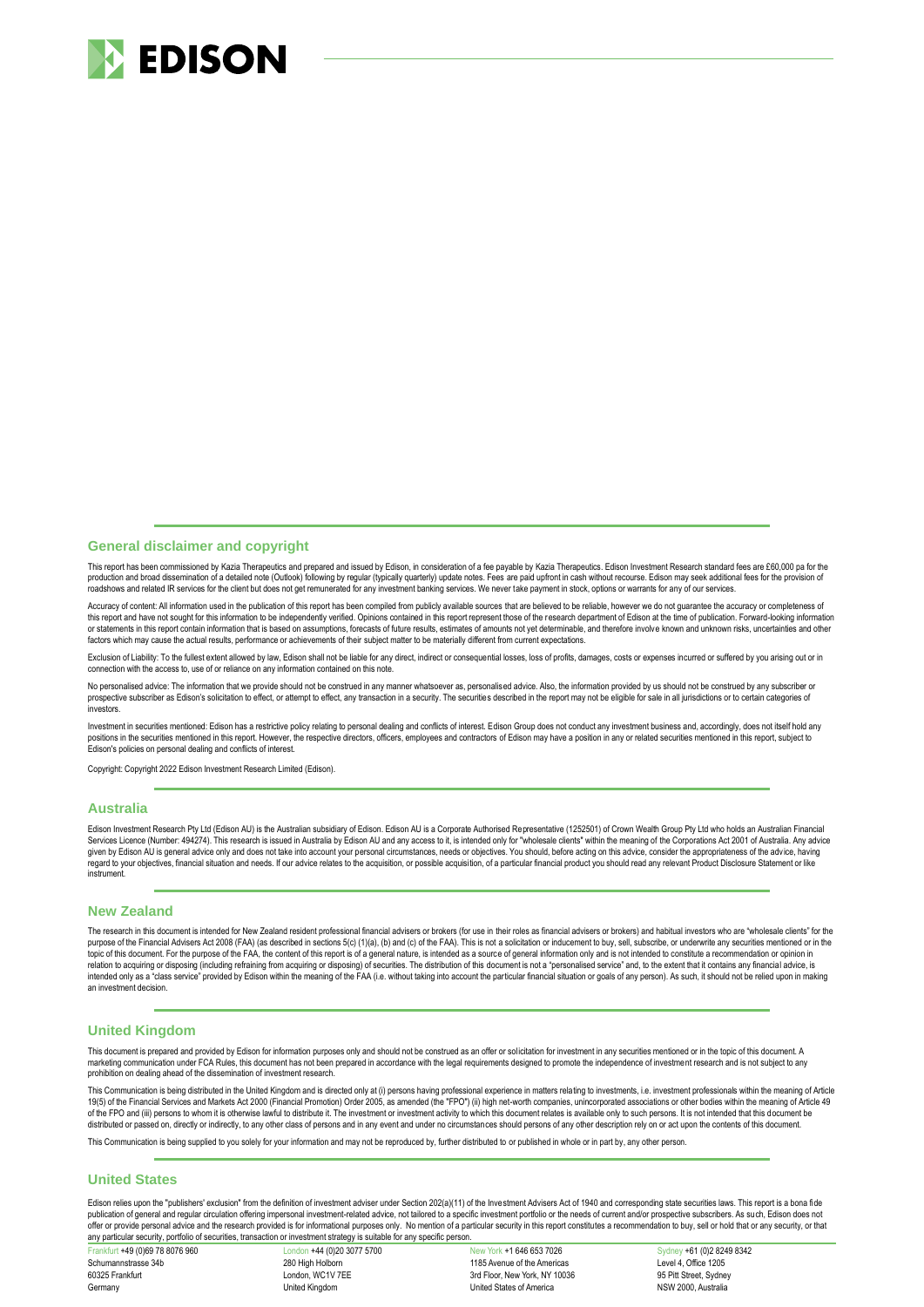## General disclaimer and copyright

This report has been commissioned by Kazia Therapeutics and prepared and issued by Edison, in consideration of a fee payable by Kazia Therapeutics. Edison Investment Research standard fees are £60,000 pa for the production and broad dissemination of a detailed note (Outlook) following by regular (typically quarterly) update notes. Fees are paid upfront in cash without recourse. Edison may seek additional fees for the provision of roadshows and related IR services for the client but does not get remunerated for any investment banking services. We never take payment in stock, options or warrants for any of our services.

Accuracy of content: All information used in the publication of this report has been compiled from publicly available sources that are believed to be reliable, however we do not guarantee the accuracy or completeness of this report and have not sought for this information to be independently verified. Opinions contained in this report represent those of the research department of Edison at the time of publication. Forward-looking information or statements in this report contain information that is based on assumptions, forecasts of future results, estimates of amounts not yet determinable, and therefore involve known and unknown risks, uncertainties and other factors which may cause the actual results, performance or achievements of their subject matter to be materially different from current expectations.

Exclusion of Liability: To the fullest extent allowed by law, Edison shall not be liable for any direct, indirect or consequential losses, loss of profits, damages, costs or expenses incurred or suffered by you arising out or in connection with the access to, use of or reliance on any information contained on this note.

No personalised advice: The information that we provide should not be construed in any manner whatsoever as, personalised advice. Also, the information provided by us should not be construed by any subscriber or prospective subscriber as Edison's solicitation to effect, or attempt to effect, any transaction in a security. The securities described in the report may not be eligible for sale in all jurisdictions or to certain categories of investors.

Investment in securities mentioned: Edison has a restrictive policy relating to personal dealing and conflicts of interest. Edison Group does not conduct any investment business and, accordingly, does not itself hold any positions in the securities mentioned in this report. However, the respective directors, officers, employees and contractors of Edison may have a position in any or related securities mentioned in this report, subject to Edison's policies on personal dealing and conflicts of interest.

Copyright: Copyright 2022 Edison Investment Research Limited (Edison).

## Australia

Edison Investment Research Pty Ltd (Edison AU) is the Australian subsidiary of Edison. Edison AU is a Corporate Authorised Representative (1252501) of Crown Wealth Group Pty Ltd who holds an Australian Financial Services Licence (Number: 494274). This research is issued in Australia by Edison AU and any access to it, is intended only for "wholesale clients" within the meaning of the Corporations Act 2001 of Australia. Any advice given by Edison AU is general advice only and does not take into account your personal circumstances, needs or objectives. You should, before acting on this advice, consider the appropriateness of the advice, having regard to your objectives, financial situation and needs. If our advice relates to the acquisition, or possible acquisition, of a particular financial product you should read any relevant Product Disclosure Statement or like instrument.

## New Zealand

The research in this document is intended for New Zealand resident professional financial advisers or brokers (for use in their roles as financial advisers or brokers) and habitual investors who are "wholesale clients" for the purpose of the Financial Advisers Act 2008 (FAA) (as described in sections 5(c) (1)(a), (b) and (c) of the FAA). This is not a solicitation or inducement to buy, sell, subscribe, or underwrite any securities mentioned or in the topic of this document. For the purpose of the FAA, the content of this report is of a general nature, is intended as a source of general information only and is not intended to constitute a recommendation or opinion in relation to acquiring or disposing (including refraining from acquiring or disposing) of securities. The distribution of this document is not a "personalised service" and, to the extent that it contains any financial advice, is intended only as a "class service" provided by Edison within the meaning of the FAA (i.e. without taking into account the particular financial situation or goals of any person). As such, it should not be relied upon in making an investment decision.

## United Kingdom

This document is prepared and provided by Edison for information purposes only and should not be construed as an offer or solicitation for investment in any securities mentioned or in the topic of this document. A marketing communication under FCA Rules, this document has not been prepared in accordance with the legal requirements designed to promote the independence of investment research and is not subject to any prohibition on dealing ahead of the dissemination of investment research.

This Communication is being distributed in the United Kingdom and is directed only at (i) persons having professional experience in matters relating to investments, i.e. investment professionals within the meaning of Article 19(5) of the Financial Services and Markets Act 2000 (Financial Promotion) Order 2005, as amended (the "FPO") (ii) high net-worth companies, unincorporated associations or other bodies within the meaning of Article 49 of the FPO and (iii) persons to whom it is otherwise lawful to distribute it. The investment or investment activity to which this document relates is available only to such persons. It is not intended that this document be distributed or passed on, directly or indirectly, to any other class of persons and in any event and under no circumstances should persons of any other description rely on or act upon the contents of this document.

This Communication is being supplied to you solely for your information and may not be reproduced by, further distributed to or published in whole or in part by, any other person.

## United States

Edison relies upon the "publishers' exclusion" from the definition of investment adviser under Section 202(a)(11) of the Investment Advisers Act of 1940 and corresponding state securities laws. This report is a bona fide publication of general and regular circulation offering impersonal investment-related advice, not tailored to a specific investment portfolio or the needs of current and/or prospective subscribers. As such, Edison does not offer or provide personal advice and the research provided is for informational purposes only. No mention of a particular security in this report constitutes a recommendation to buy, sell or hold that or any security, or that any particular security, portfolio of securities, transaction or investment strategy is suitable for any specific person.

Frankfurt +49 (0)69 78 8076 960
Schumannstrasse 34b
60325 Frankfurt
Germany

London +44 (0)20 3077 5700
280 High Holborn
London, WC1V 7EE
United Kingdom

New York +1 646 653 7026
1185 Avenue of the Americas
3rd Floor, New York, NY 10036
United States of America

Sydney +61 (0)2 8249 8342
Level 4, Office 1205
95 Pitt Street, Sydney
NSW 2000, Australia